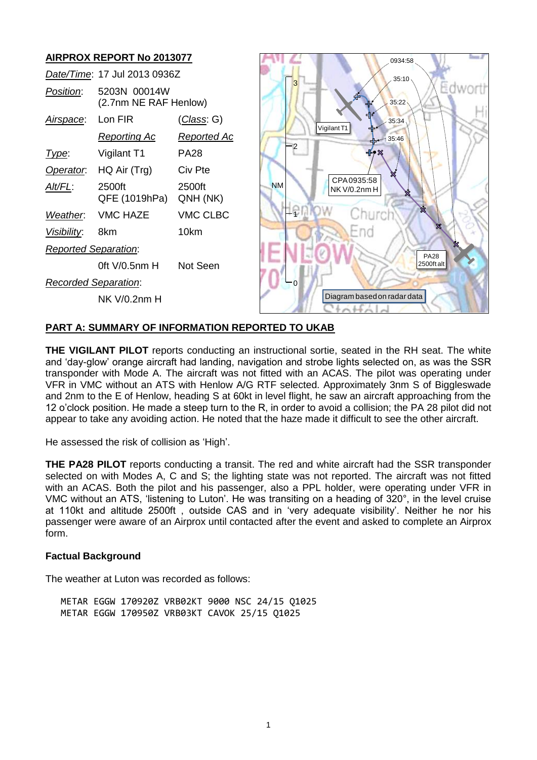## AIRPROX REPORT No 2013077

| | | |
|---|---|---|
| *Date/Time*: | 17 Jul 2013 0936Z | |
| *Position*: | 5203N 00014W (2.7nm NE RAF Henlow) | |
| *Airspace*: | Lon FIR | (*Class*: G) |
| | *Reporting Ac* | *Reported Ac* |
| *Type*: | Vigilant T1 | PA28 |
| *Operator*: | HQ Air (Trg) | Civ Pte |
| *Alt/FL*: | 2500ft QFE (1019hPa) | 2500ft QNH (NK) |
| *Weather*: | VMC HAZE | VMC CLBC |
| *Visibility*: | 8km | 10km |
| *Reported Separation*: | | |
| | 0ft V/0.5nm H | Not Seen |
| *Recorded Separation*: | | |
| | NK V/0.2nm H | |

## PART A: SUMMARY OF INFORMATION REPORTED TO UKAB

**THE VIGILANT PILOT** reports conducting an instructional sortie, seated in the RH seat. The white and 'day-glow' orange aircraft had landing, navigation and strobe lights selected on, as was the SSR transponder with Mode A. The aircraft was not fitted with an ACAS. The pilot was operating under VFR in VMC without an ATS with Henlow A/G RTF selected. Approximately 3nm S of Biggleswade and 2nm to the E of Henlow, heading S at 60kt in level flight, he saw an aircraft approaching from the 12 o'clock position. He made a steep turn to the R, in order to avoid a collision; the PA 28 pilot did not appear to take any avoiding action. He noted that the haze made it difficult to see the other aircraft.

He assessed the risk of collision as 'High'.

**THE PA28 PILOT** reports conducting a transit. The red and white aircraft had the SSR transponder selected on with Modes A, C and S; the lighting state was not reported. The aircraft was not fitted with an ACAS. Both the pilot and his passenger, also a PPL holder, were operating under VFR in VMC without an ATS, 'listening to Luton'. He was transiting on a heading of 320°, in the level cruise at 110kt and altitude 2500ft , outside CAS and in 'very adequate visibility'. Neither he nor his passenger were aware of an Airprox until contacted after the event and asked to complete an Airprox form.

### Factual Background

The weather at Luton was recorded as follows:

```
METAR EGGW 170920Z VRB02KT 9000 NSC 24/15 Q1025
METAR EGGW 170950Z VRB03KT CAVOK 25/15 Q1025
```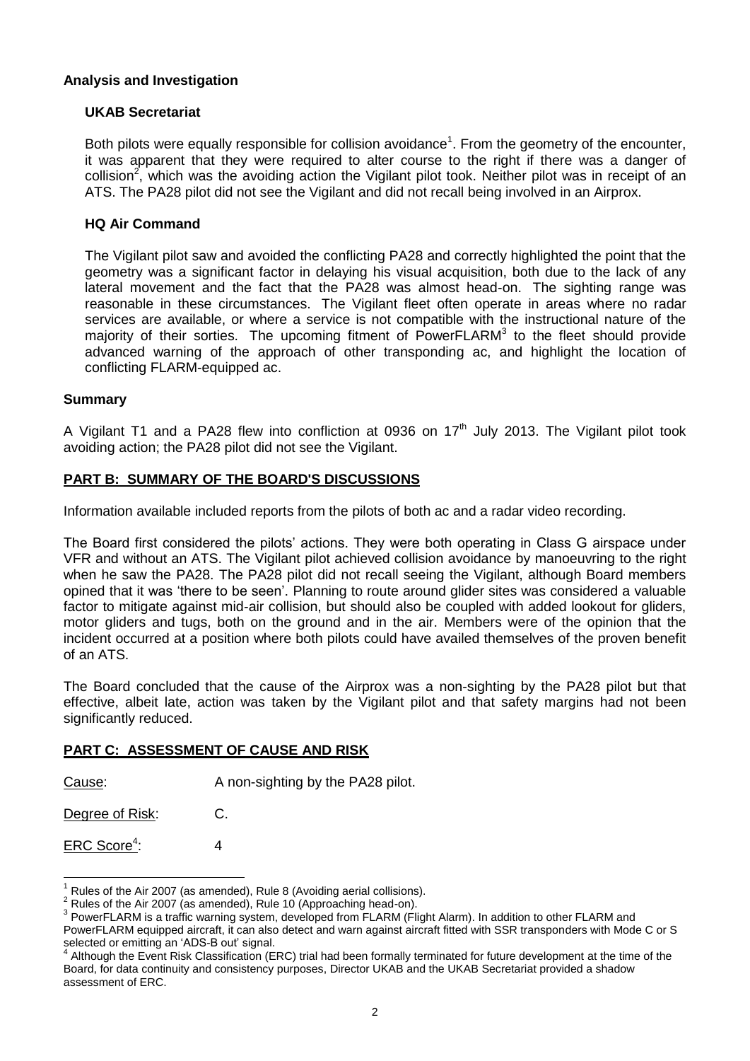**Analysis and Investigation**

**UKAB Secretariat**

Both pilots were equally responsible for collision avoidance[1]. From the geometry of the encounter, it was apparent that they were required to alter course to the right if there was a danger of collision[2], which was the avoiding action the Vigilant pilot took. Neither pilot was in receipt of an ATS. The PA28 pilot did not see the Vigilant and did not recall being involved in an Airprox.

**HQ Air Command**

The Vigilant pilot saw and avoided the conflicting PA28 and correctly highlighted the point that the geometry was a significant factor in delaying his visual acquisition, both due to the lack of any lateral movement and the fact that the PA28 was almost head-on. The sighting range was reasonable in these circumstances. The Vigilant fleet often operate in areas where no radar services are available, or where a service is not compatible with the instructional nature of the majority of their sorties. The upcoming fitment of PowerFLARM[3] to the fleet should provide advanced warning of the approach of other transponding ac, and highlight the location of conflicting FLARM-equipped ac.

**Summary**

A Vigilant T1 and a PA28 flew into confliction at 0936 on 17th July 2013. The Vigilant pilot took avoiding action; the PA28 pilot did not see the Vigilant.

**PART B: SUMMARY OF THE BOARD'S DISCUSSIONS**

Information available included reports from the pilots of both ac and a radar video recording.

The Board first considered the pilots' actions. They were both operating in Class G airspace under VFR and without an ATS. The Vigilant pilot achieved collision avoidance by manoeuvring to the right when he saw the PA28. The PA28 pilot did not recall seeing the Vigilant, although Board members opined that it was 'there to be seen'. Planning to route around glider sites was considered a valuable factor to mitigate against mid-air collision, but should also be coupled with added lookout for gliders, motor gliders and tugs, both on the ground and in the air. Members were of the opinion that the incident occurred at a position where both pilots could have availed themselves of the proven benefit of an ATS.

The Board concluded that the cause of the Airprox was a non-sighting by the PA28 pilot but that effective, albeit late, action was taken by the Vigilant pilot and that safety margins had not been significantly reduced.

**PART C: ASSESSMENT OF CAUSE AND RISK**

Cause: A non-sighting by the PA28 pilot.

Degree of Risk: C.

ERC Score[4]: 4

---

[1] Rules of the Air 2007 (as amended), Rule 8 (Avoiding aerial collisions).

[2] Rules of the Air 2007 (as amended), Rule 10 (Approaching head-on).

[3] PowerFLARM is a traffic warning system, developed from FLARM (Flight Alarm). In addition to other FLARM and PowerFLARM equipped aircraft, it can also detect and warn against aircraft fitted with SSR transponders with Mode C or S selected or emitting an 'ADS-B out' signal.

[4] Although the Event Risk Classification (ERC) trial had been formally terminated for future development at the time of the Board, for data continuity and consistency purposes, Director UKAB and the UKAB Secretariat provided a shadow assessment of ERC.